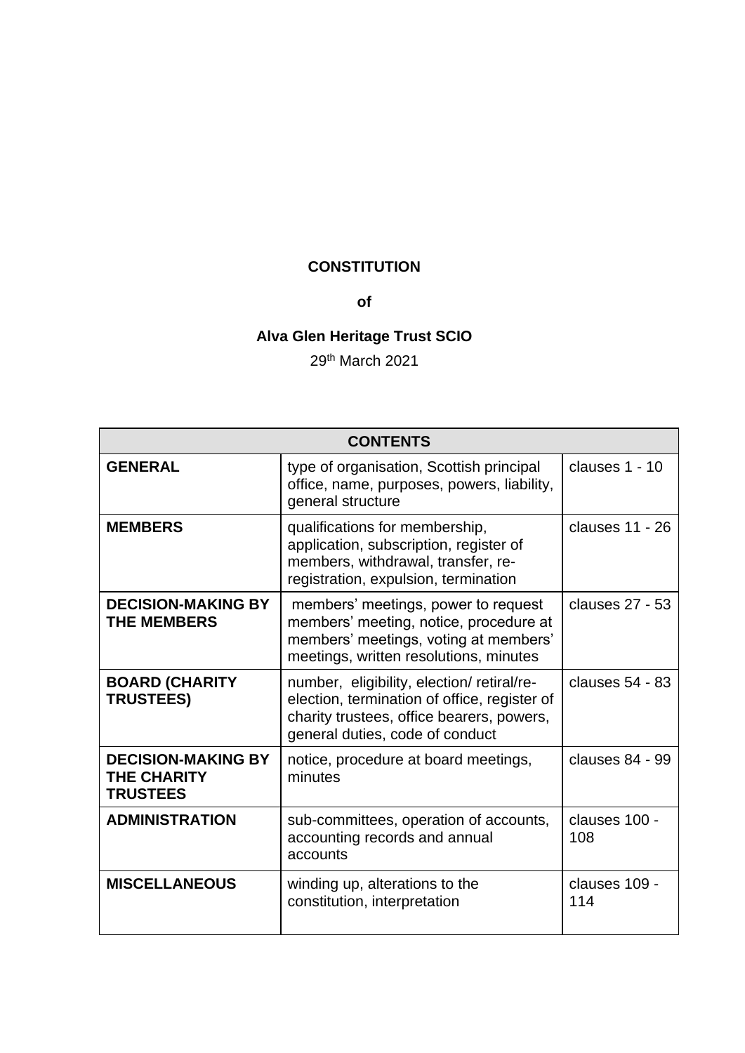# CONSTITUTION

**of**

## Alva Glen Heritage Trust SCIO

29th March 2021

| CONTENTS | | |
|---|---|---|
| **GENERAL** | type of organisation, Scottish principal office, name, purposes, powers, liability, general structure | clauses 1 - 10 |
| **MEMBERS** | qualifications for membership, application, subscription, register of members, withdrawal, transfer, re-registration, expulsion, termination | clauses 11 - 26 |
| **DECISION-MAKING BY THE MEMBERS** | members' meetings, power to request members' meeting, notice, procedure at members' meetings, voting at members' meetings, written resolutions, minutes | clauses 27 - 53 |
| **BOARD (CHARITY TRUSTEES)** | number, eligibility, election/ retiral/re-election, termination of office, register of charity trustees, office bearers, powers, general duties, code of conduct | clauses 54 - 83 |
| **DECISION-MAKING BY THE CHARITY TRUSTEES** | notice, procedure at board meetings, minutes | clauses 84 - 99 |
| **ADMINISTRATION** | sub-committees, operation of accounts, accounting records and annual accounts | clauses 100 - 108 |
| **MISCELLANEOUS** | winding up, alterations to the constitution, interpretation | clauses 109 - 114 |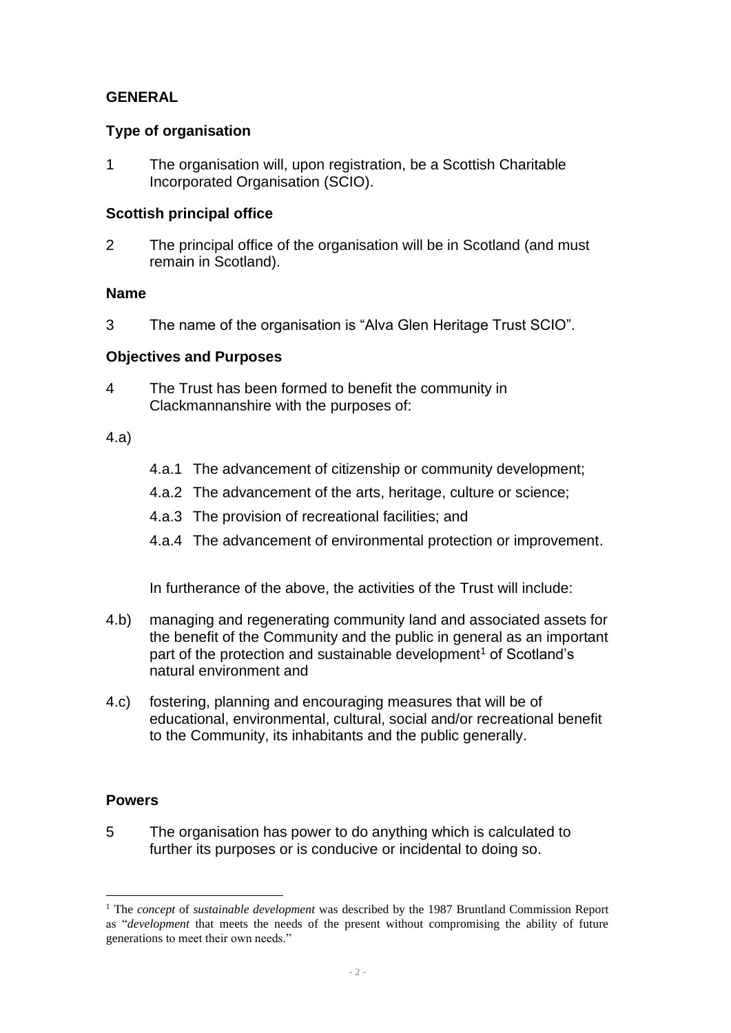## GENERAL

### Type of organisation

1 The organisation will, upon registration, be a Scottish Charitable Incorporated Organisation (SCIO).

### Scottish principal office

2 The principal office of the organisation will be in Scotland (and must remain in Scotland).

### Name

3 The name of the organisation is "Alva Glen Heritage Trust SCIO".

### Objectives and Purposes

4 The Trust has been formed to benefit the community in Clackmannanshire with the purposes of:

4.a)

- 4.a.1 The advancement of citizenship or community development;
- 4.a.2 The advancement of the arts, heritage, culture or science;
- 4.a.3 The provision of recreational facilities; and
- 4.a.4 The advancement of environmental protection or improvement.

In furtherance of the above, the activities of the Trust will include:

4.b) managing and regenerating community land and associated assets for the benefit of the Community and the public in general as an important part of the protection and sustainable development[1] of Scotland's natural environment and

4.c) fostering, planning and encouraging measures that will be of educational, environmental, cultural, social and/or recreational benefit to the Community, its inhabitants and the public generally.

### Powers

5 The organisation has power to do anything which is calculated to further its purposes or is conducive or incidental to doing so.

---

[1] The *concept* of *sustainable development* was described by the 1987 Bruntland Commission Report as "*development* that meets the needs of the present without compromising the ability of future generations to meet their own needs."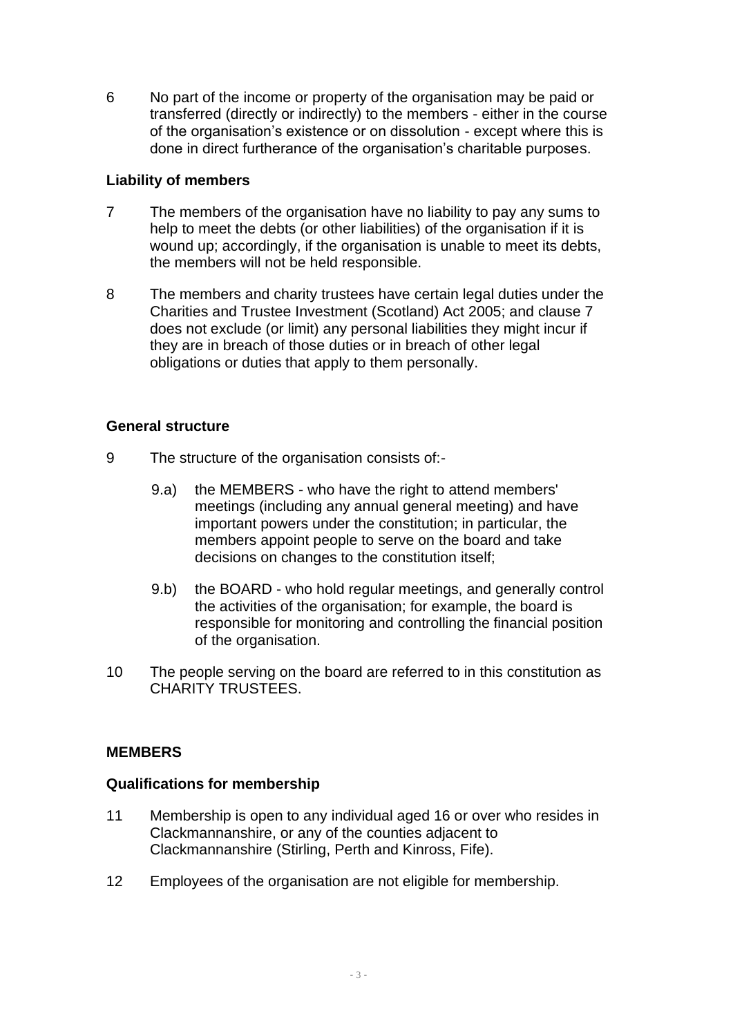6 No part of the income or property of the organisation may be paid or transferred (directly or indirectly) to the members - either in the course of the organisation's existence or on dissolution - except where this is done in direct furtherance of the organisation's charitable purposes.

**Liability of members**

7 The members of the organisation have no liability to pay any sums to help to meet the debts (or other liabilities) of the organisation if it is wound up; accordingly, if the organisation is unable to meet its debts, the members will not be held responsible.

8 The members and charity trustees have certain legal duties under the Charities and Trustee Investment (Scotland) Act 2005; and clause 7 does not exclude (or limit) any personal liabilities they might incur if they are in breach of those duties or in breach of other legal obligations or duties that apply to them personally.

**General structure**

9 The structure of the organisation consists of:-

9.a) the MEMBERS - who have the right to attend members' meetings (including any annual general meeting) and have important powers under the constitution; in particular, the members appoint people to serve on the board and take decisions on changes to the constitution itself;

9.b) the BOARD - who hold regular meetings, and generally control the activities of the organisation; for example, the board is responsible for monitoring and controlling the financial position of the organisation.

10 The people serving on the board are referred to in this constitution as CHARITY TRUSTEES.

**MEMBERS**

**Qualifications for membership**

11 Membership is open to any individual aged 16 or over who resides in Clackmannanshire, or any of the counties adjacent to Clackmannanshire (Stirling, Perth and Kinross, Fife).

12 Employees of the organisation are not eligible for membership.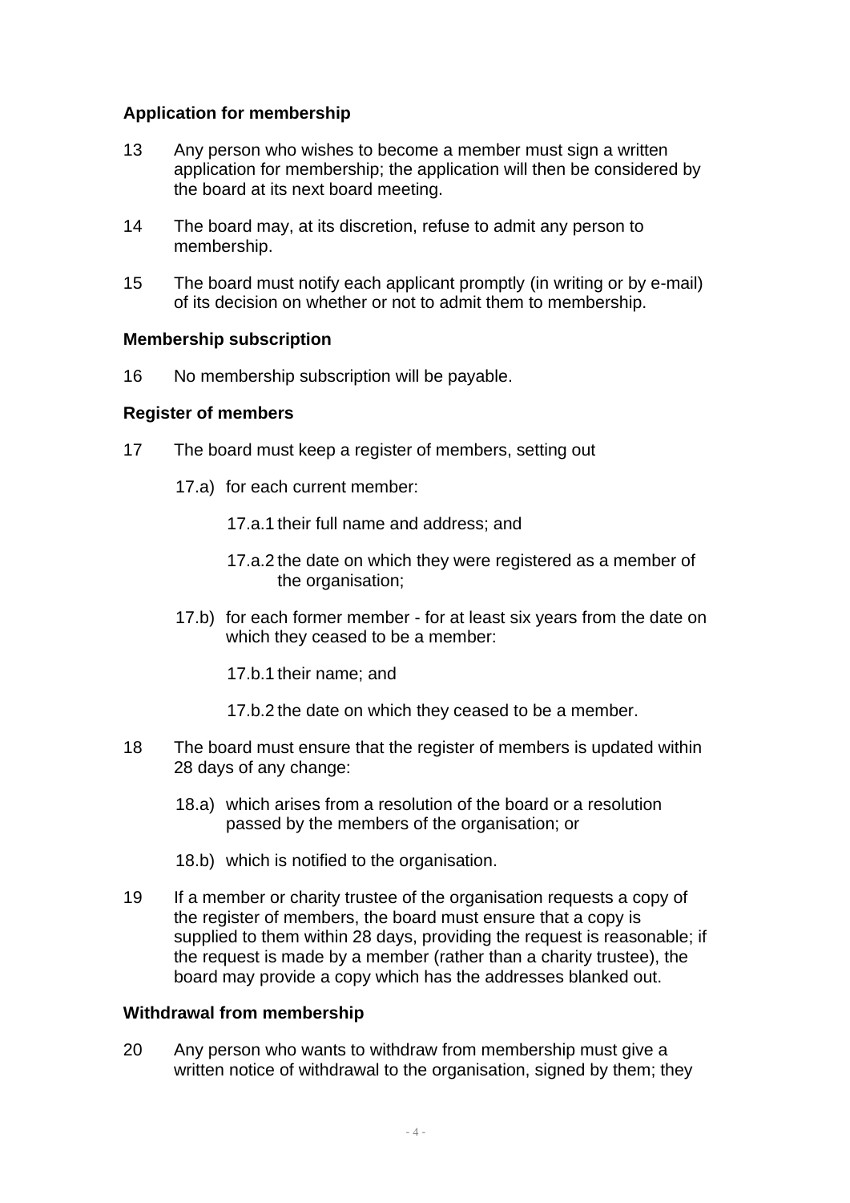### Application for membership

13 Any person who wishes to become a member must sign a written application for membership; the application will then be considered by the board at its next board meeting.

14 The board may, at its discretion, refuse to admit any person to membership.

15 The board must notify each applicant promptly (in writing or by e-mail) of its decision on whether or not to admit them to membership.

### Membership subscription

16 No membership subscription will be payable.

### Register of members

17 The board must keep a register of members, setting out

- 17.a) for each current member:
  - 17.a.1 their full name and address; and
  - 17.a.2 the date on which they were registered as a member of the organisation;
- 17.b) for each former member - for at least six years from the date on which they ceased to be a member:
  - 17.b.1 their name; and
  - 17.b.2 the date on which they ceased to be a member.

18 The board must ensure that the register of members is updated within 28 days of any change:

- 18.a) which arises from a resolution of the board or a resolution passed by the members of the organisation; or
- 18.b) which is notified to the organisation.

19 If a member or charity trustee of the organisation requests a copy of the register of members, the board must ensure that a copy is supplied to them within 28 days, providing the request is reasonable; if the request is made by a member (rather than a charity trustee), the board may provide a copy which has the addresses blanked out.

### Withdrawal from membership

20 Any person who wants to withdraw from membership must give a written notice of withdrawal to the organisation, signed by them; they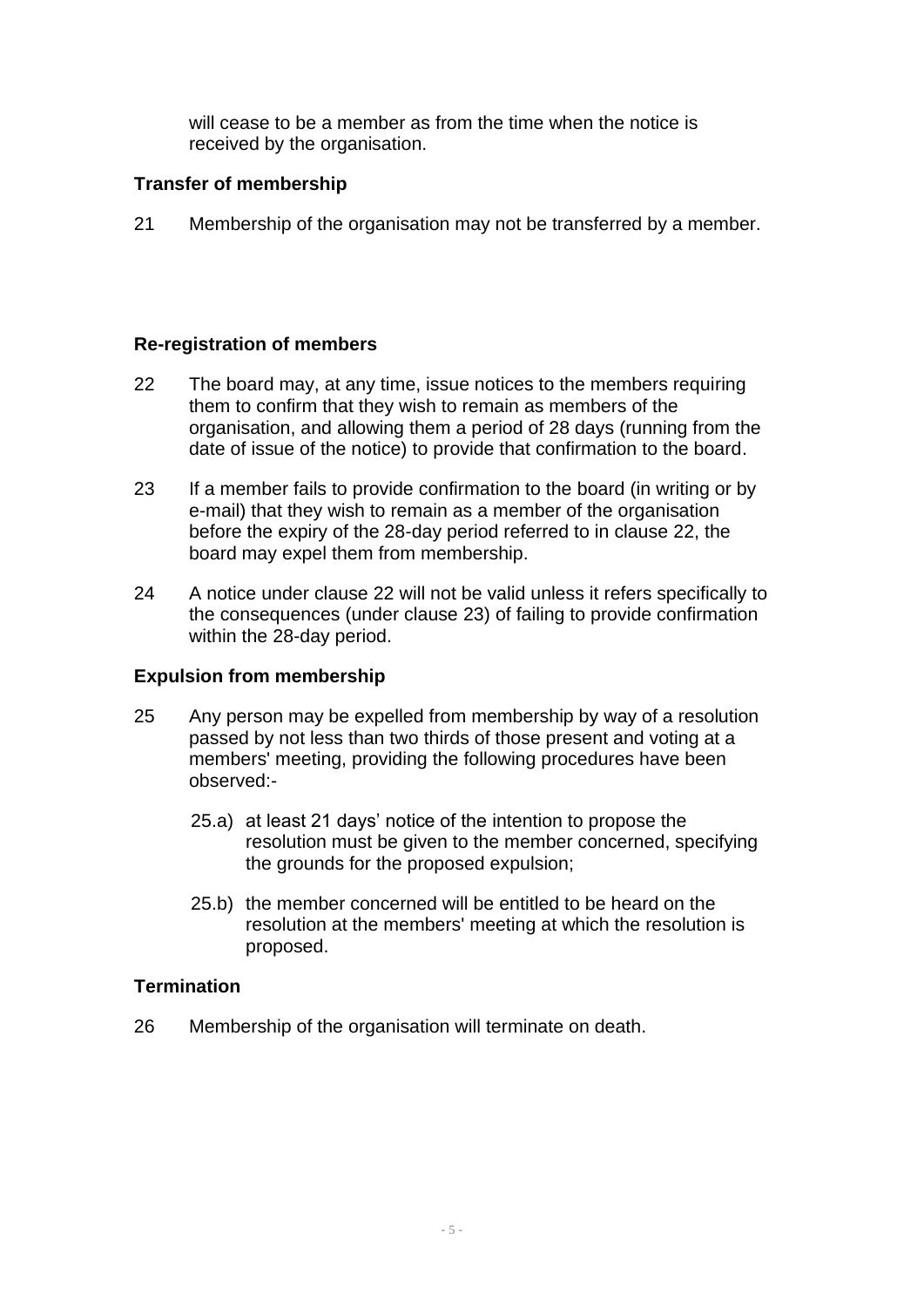will cease to be a member as from the time when the notice is received by the organisation.

### Transfer of membership

21 Membership of the organisation may not be transferred by a member.

### Re-registration of members

22 The board may, at any time, issue notices to the members requiring them to confirm that they wish to remain as members of the organisation, and allowing them a period of 28 days (running from the date of issue of the notice) to provide that confirmation to the board.

23 If a member fails to provide confirmation to the board (in writing or by e-mail) that they wish to remain as a member of the organisation before the expiry of the 28-day period referred to in clause 22, the board may expel them from membership.

24 A notice under clause 22 will not be valid unless it refers specifically to the consequences (under clause 23) of failing to provide confirmation within the 28-day period.

### Expulsion from membership

25 Any person may be expelled from membership by way of a resolution passed by not less than two thirds of those present and voting at a members' meeting, providing the following procedures have been observed:-

25.a) at least 21 days' notice of the intention to propose the resolution must be given to the member concerned, specifying the grounds for the proposed expulsion;

25.b) the member concerned will be entitled to be heard on the resolution at the members' meeting at which the resolution is proposed.

### Termination

26 Membership of the organisation will terminate on death.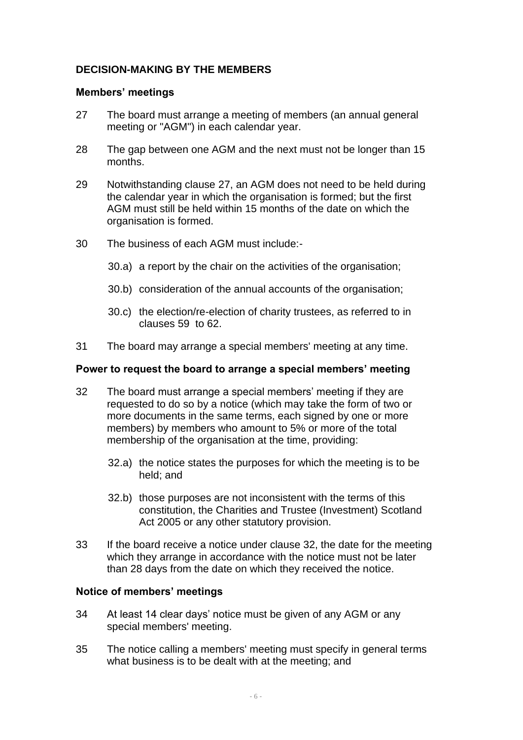## DECISION-MAKING BY THE MEMBERS

### Members' meetings

27 The board must arrange a meeting of members (an annual general meeting or "AGM") in each calendar year.

28 The gap between one AGM and the next must not be longer than 15 months.

29 Notwithstanding clause 27, an AGM does not need to be held during the calendar year in which the organisation is formed; but the first AGM must still be held within 15 months of the date on which the organisation is formed.

30 The business of each AGM must include:-

- 30.a) a report by the chair on the activities of the organisation;
- 30.b) consideration of the annual accounts of the organisation;
- 30.c) the election/re-election of charity trustees, as referred to in clauses 59 to 62.

31 The board may arrange a special members' meeting at any time.

### Power to request the board to arrange a special members' meeting

32 The board must arrange a special members' meeting if they are requested to do so by a notice (which may take the form of two or more documents in the same terms, each signed by one or more members) by members who amount to 5% or more of the total membership of the organisation at the time, providing:

- 32.a) the notice states the purposes for which the meeting is to be held; and
- 32.b) those purposes are not inconsistent with the terms of this constitution, the Charities and Trustee (Investment) Scotland Act 2005 or any other statutory provision.

33 If the board receive a notice under clause 32, the date for the meeting which they arrange in accordance with the notice must not be later than 28 days from the date on which they received the notice.

### Notice of members' meetings

34 At least 14 clear days' notice must be given of any AGM or any special members' meeting.

35 The notice calling a members' meeting must specify in general terms what business is to be dealt with at the meeting; and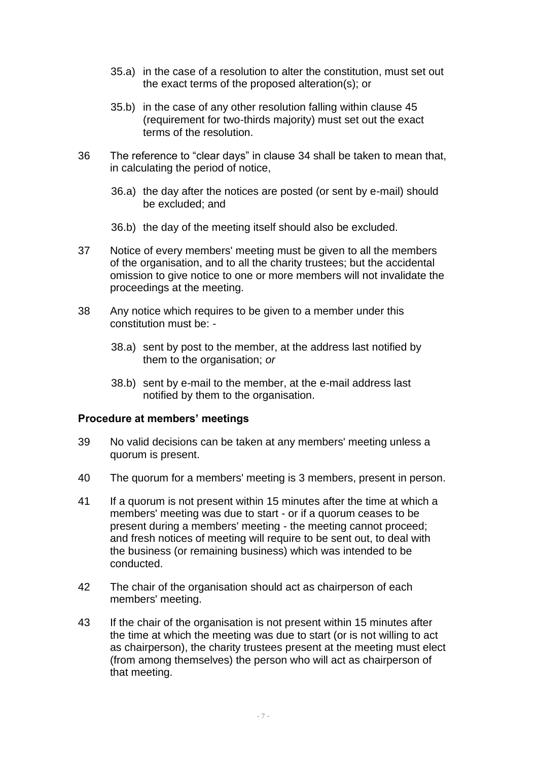35.a) in the case of a resolution to alter the constitution, must set out the exact terms of the proposed alteration(s); or

35.b) in the case of any other resolution falling within clause 45 (requirement for two-thirds majority) must set out the exact terms of the resolution.

36 The reference to "clear days" in clause 34 shall be taken to mean that, in calculating the period of notice,

36.a) the day after the notices are posted (or sent by e-mail) should be excluded; and

36.b) the day of the meeting itself should also be excluded.

37 Notice of every members' meeting must be given to all the members of the organisation, and to all the charity trustees; but the accidental omission to give notice to one or more members will not invalidate the proceedings at the meeting.

38 Any notice which requires to be given to a member under this constitution must be: -

38.a) sent by post to the member, at the address last notified by them to the organisation; *or*

38.b) sent by e-mail to the member, at the e-mail address last notified by them to the organisation.

**Procedure at members' meetings**

39 No valid decisions can be taken at any members' meeting unless a quorum is present.

40 The quorum for a members' meeting is 3 members, present in person.

41 If a quorum is not present within 15 minutes after the time at which a members' meeting was due to start - or if a quorum ceases to be present during a members' meeting - the meeting cannot proceed; and fresh notices of meeting will require to be sent out, to deal with the business (or remaining business) which was intended to be conducted.

42 The chair of the organisation should act as chairperson of each members' meeting.

43 If the chair of the organisation is not present within 15 minutes after the time at which the meeting was due to start (or is not willing to act as chairperson), the charity trustees present at the meeting must elect (from among themselves) the person who will act as chairperson of that meeting.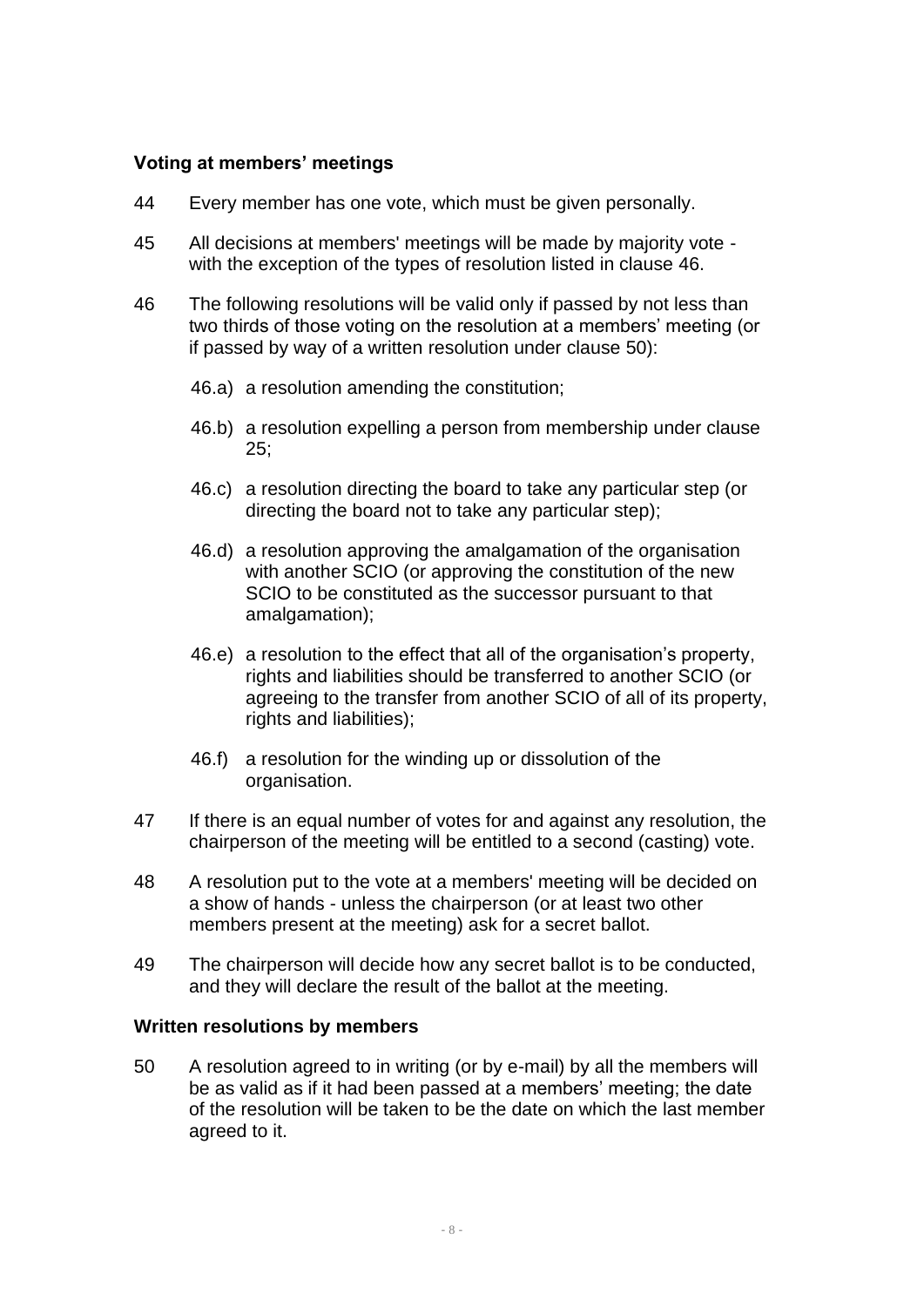### Voting at members' meetings

44 Every member has one vote, which must be given personally.

45 All decisions at members' meetings will be made by majority vote - with the exception of the types of resolution listed in clause 46.

46 The following resolutions will be valid only if passed by not less than two thirds of those voting on the resolution at a members' meeting (or if passed by way of a written resolution under clause 50):

46.a) a resolution amending the constitution;

46.b) a resolution expelling a person from membership under clause 25;

46.c) a resolution directing the board to take any particular step (or directing the board not to take any particular step);

46.d) a resolution approving the amalgamation of the organisation with another SCIO (or approving the constitution of the new SCIO to be constituted as the successor pursuant to that amalgamation);

46.e) a resolution to the effect that all of the organisation's property, rights and liabilities should be transferred to another SCIO (or agreeing to the transfer from another SCIO of all of its property, rights and liabilities);

46.f) a resolution for the winding up or dissolution of the organisation.

47 If there is an equal number of votes for and against any resolution, the chairperson of the meeting will be entitled to a second (casting) vote.

48 A resolution put to the vote at a members' meeting will be decided on a show of hands - unless the chairperson (or at least two other members present at the meeting) ask for a secret ballot.

49 The chairperson will decide how any secret ballot is to be conducted, and they will declare the result of the ballot at the meeting.

### Written resolutions by members

50 A resolution agreed to in writing (or by e-mail) by all the members will be as valid as if it had been passed at a members' meeting; the date of the resolution will be taken to be the date on which the last member agreed to it.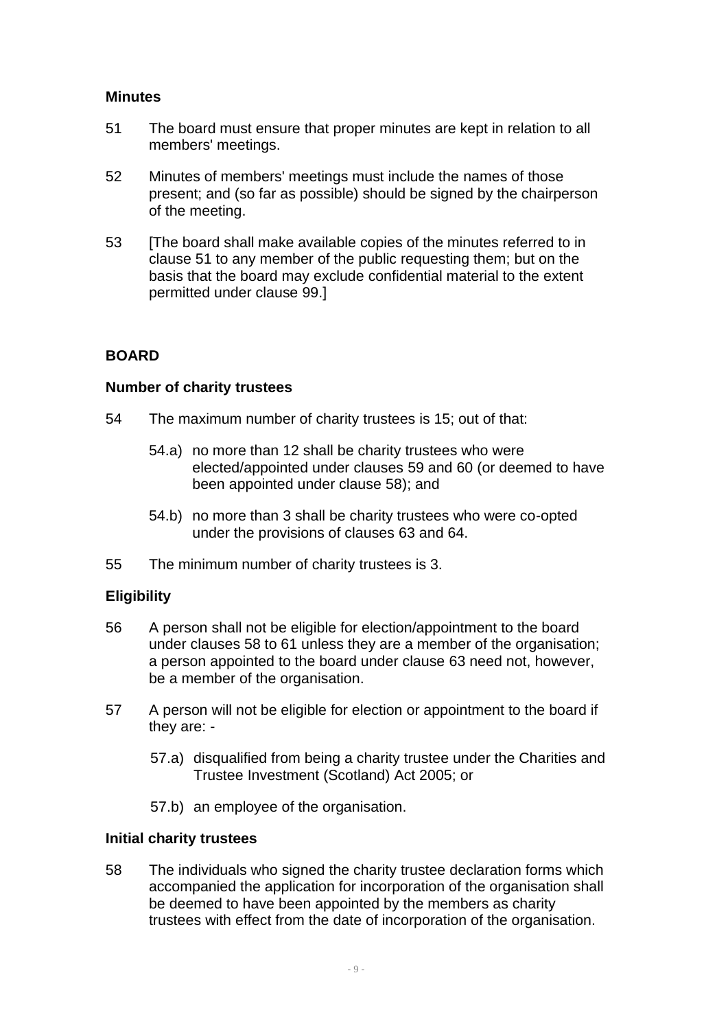### Minutes

51 The board must ensure that proper minutes are kept in relation to all members' meetings.

52 Minutes of members' meetings must include the names of those present; and (so far as possible) should be signed by the chairperson of the meeting.

53 [The board shall make available copies of the minutes referred to in clause 51 to any member of the public requesting them; but on the basis that the board may exclude confidential material to the extent permitted under clause 99.]

## BOARD

### Number of charity trustees

54 The maximum number of charity trustees is 15; out of that:

- 54.a) no more than 12 shall be charity trustees who were elected/appointed under clauses 59 and 60 (or deemed to have been appointed under clause 58); and
- 54.b) no more than 3 shall be charity trustees who were co-opted under the provisions of clauses 63 and 64.

55 The minimum number of charity trustees is 3.

### Eligibility

56 A person shall not be eligible for election/appointment to the board under clauses 58 to 61 unless they are a member of the organisation; a person appointed to the board under clause 63 need not, however, be a member of the organisation.

57 A person will not be eligible for election or appointment to the board if they are: -

- 57.a) disqualified from being a charity trustee under the Charities and Trustee Investment (Scotland) Act 2005; or
- 57.b) an employee of the organisation.

### Initial charity trustees

58 The individuals who signed the charity trustee declaration forms which accompanied the application for incorporation of the organisation shall be deemed to have been appointed by the members as charity trustees with effect from the date of incorporation of the organisation.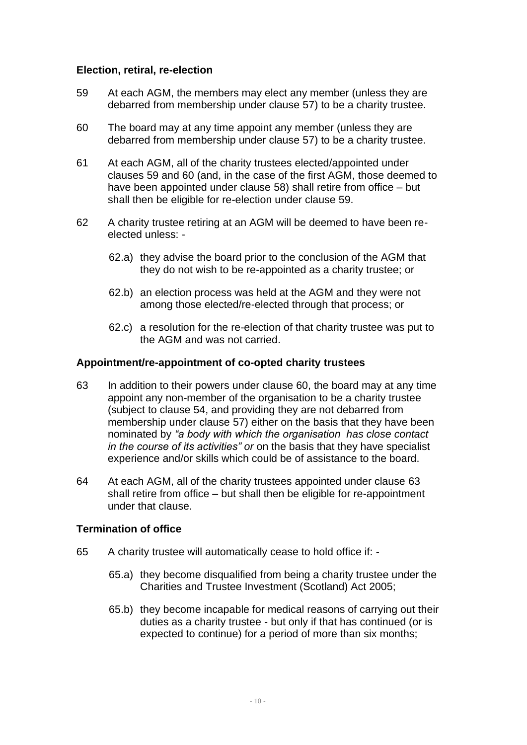### Election, retiral, re-election

59 At each AGM, the members may elect any member (unless they are debarred from membership under clause 57) to be a charity trustee.

60 The board may at any time appoint any member (unless they are debarred from membership under clause 57) to be a charity trustee.

61 At each AGM, all of the charity trustees elected/appointed under clauses 59 and 60 (and, in the case of the first AGM, those deemed to have been appointed under clause 58) shall retire from office – but shall then be eligible for re-election under clause 59.

62 A charity trustee retiring at an AGM will be deemed to have been re-elected unless: -

- 62.a) they advise the board prior to the conclusion of the AGM that they do not wish to be re-appointed as a charity trustee; or
- 62.b) an election process was held at the AGM and they were not among those elected/re-elected through that process; or
- 62.c) a resolution for the re-election of that charity trustee was put to the AGM and was not carried.

### Appointment/re-appointment of co-opted charity trustees

63 In addition to their powers under clause 60, the board may at any time appoint any non-member of the organisation to be a charity trustee (subject to clause 54, and providing they are not debarred from membership under clause 57) either on the basis that they have been nominated by *"a body with which the organisation has close contact in the course of its activities" or* on the basis that they have specialist experience and/or skills which could be of assistance to the board.

64 At each AGM, all of the charity trustees appointed under clause 63 shall retire from office – but shall then be eligible for re-appointment under that clause.

### Termination of office

65 A charity trustee will automatically cease to hold office if: -

- 65.a) they become disqualified from being a charity trustee under the Charities and Trustee Investment (Scotland) Act 2005;
- 65.b) they become incapable for medical reasons of carrying out their duties as a charity trustee - but only if that has continued (or is expected to continue) for a period of more than six months;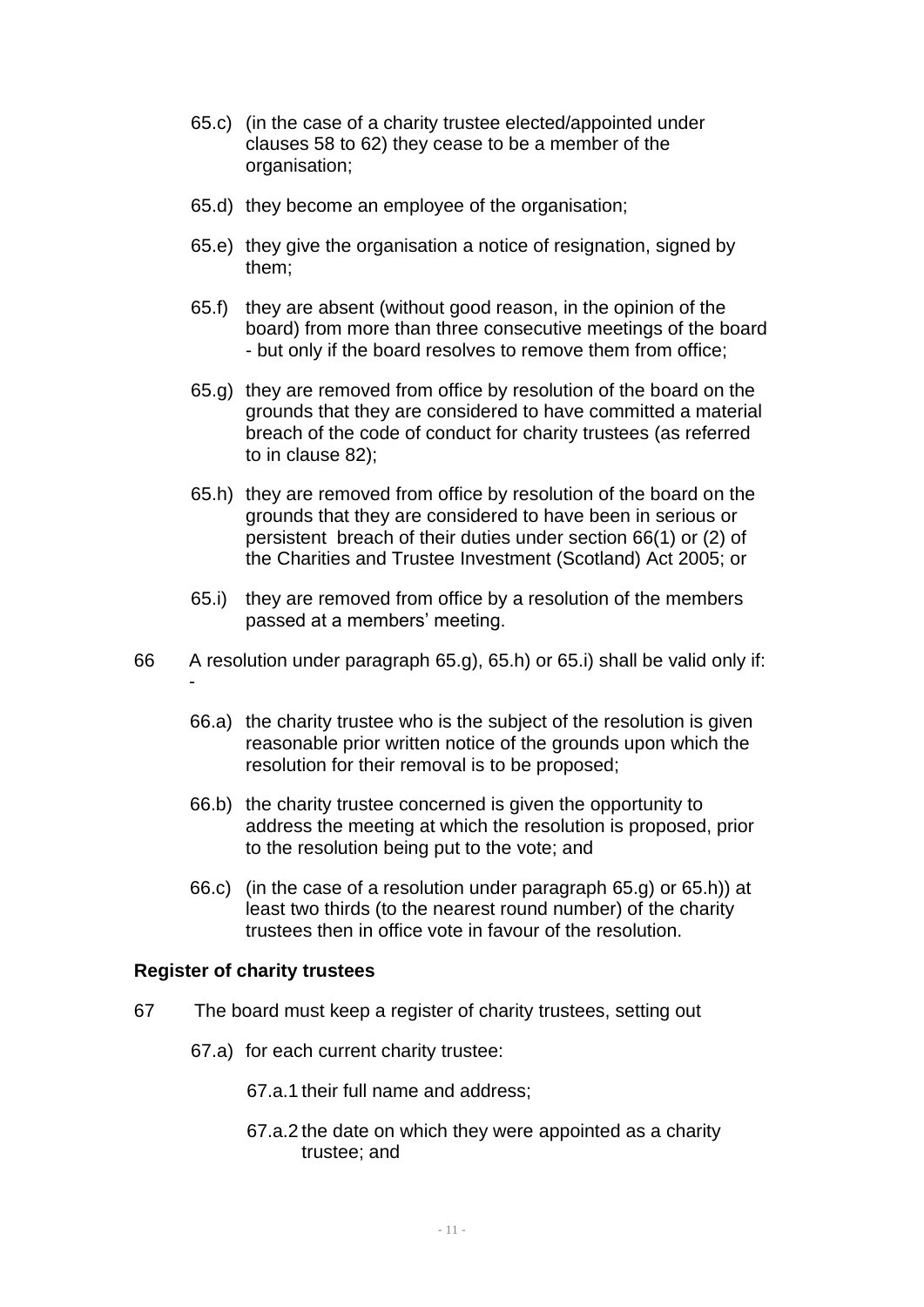65.c) (in the case of a charity trustee elected/appointed under clauses 58 to 62) they cease to be a member of the organisation;

65.d) they become an employee of the organisation;

65.e) they give the organisation a notice of resignation, signed by them;

65.f) they are absent (without good reason, in the opinion of the board) from more than three consecutive meetings of the board - but only if the board resolves to remove them from office;

65.g) they are removed from office by resolution of the board on the grounds that they are considered to have committed a material breach of the code of conduct for charity trustees (as referred to in clause 82);

65.h) they are removed from office by resolution of the board on the grounds that they are considered to have been in serious or persistent breach of their duties under section 66(1) or (2) of the Charities and Trustee Investment (Scotland) Act 2005; or

65.i) they are removed from office by a resolution of the members passed at a members' meeting.

66 A resolution under paragraph 65.g), 65.h) or 65.i) shall be valid only if: -

66.a) the charity trustee who is the subject of the resolution is given reasonable prior written notice of the grounds upon which the resolution for their removal is to be proposed;

66.b) the charity trustee concerned is given the opportunity to address the meeting at which the resolution is proposed, prior to the resolution being put to the vote; and

66.c) (in the case of a resolution under paragraph 65.g) or 65.h)) at least two thirds (to the nearest round number) of the charity trustees then in office vote in favour of the resolution.

**Register of charity trustees**

67 The board must keep a register of charity trustees, setting out

67.a) for each current charity trustee:

67.a.1 their full name and address;

67.a.2 the date on which they were appointed as a charity trustee; and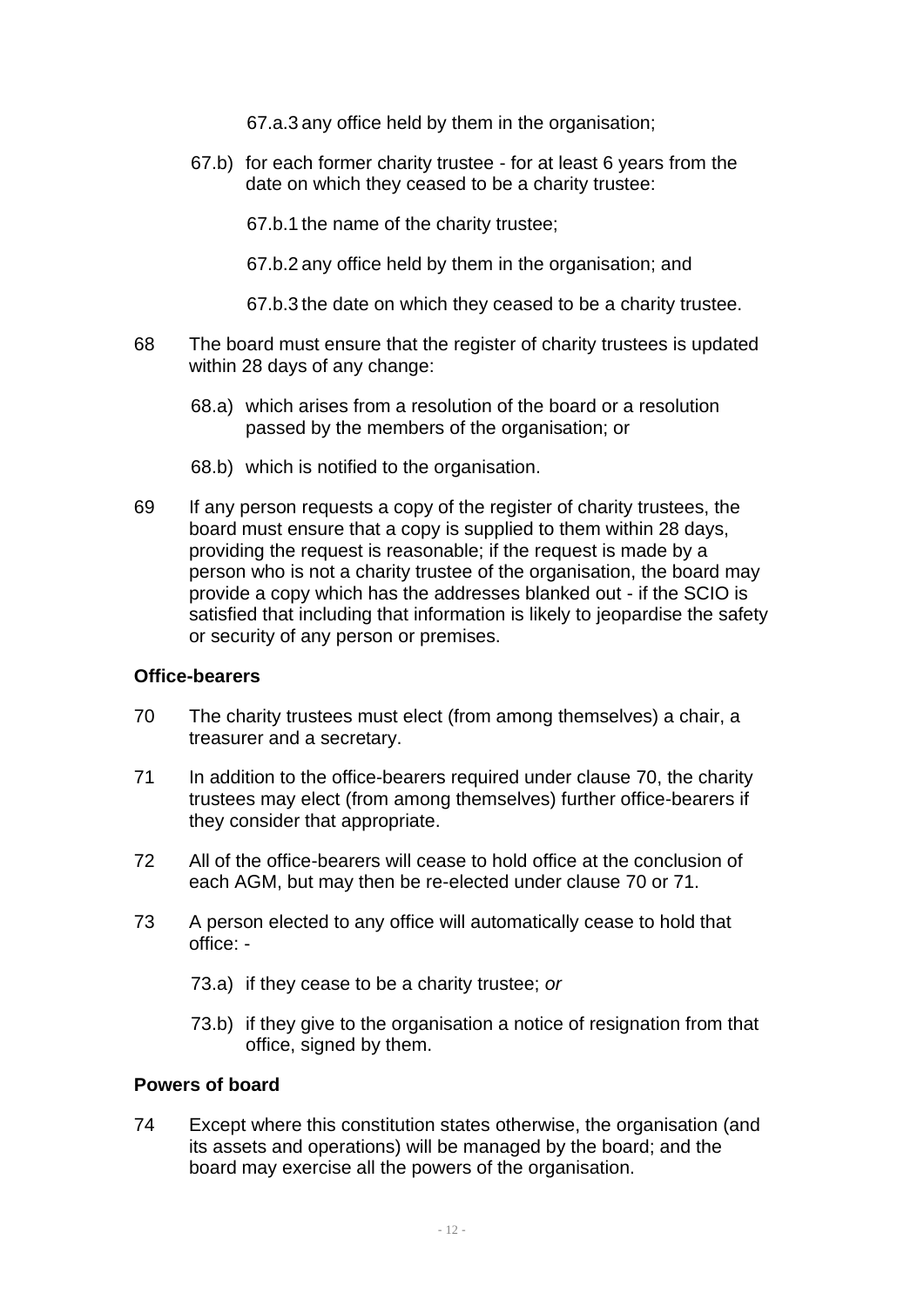67.a.3 any office held by them in the organisation;

67.b) for each former charity trustee - for at least 6 years from the date on which they ceased to be a charity trustee:

67.b.1 the name of the charity trustee;

67.b.2 any office held by them in the organisation; and

67.b.3 the date on which they ceased to be a charity trustee.

68 The board must ensure that the register of charity trustees is updated within 28 days of any change:

68.a) which arises from a resolution of the board or a resolution passed by the members of the organisation; or

68.b) which is notified to the organisation.

69 If any person requests a copy of the register of charity trustees, the board must ensure that a copy is supplied to them within 28 days, providing the request is reasonable; if the request is made by a person who is not a charity trustee of the organisation, the board may provide a copy which has the addresses blanked out - if the SCIO is satisfied that including that information is likely to jeopardise the safety or security of any person or premises.

### Office-bearers

70 The charity trustees must elect (from among themselves) a chair, a treasurer and a secretary.

71 In addition to the office-bearers required under clause 70, the charity trustees may elect (from among themselves) further office-bearers if they consider that appropriate.

72 All of the office-bearers will cease to hold office at the conclusion of each AGM, but may then be re-elected under clause 70 or 71.

73 A person elected to any office will automatically cease to hold that office: -

73.a) if they cease to be a charity trustee; *or*

73.b) if they give to the organisation a notice of resignation from that office, signed by them.

### Powers of board

74 Except where this constitution states otherwise, the organisation (and its assets and operations) will be managed by the board; and the board may exercise all the powers of the organisation.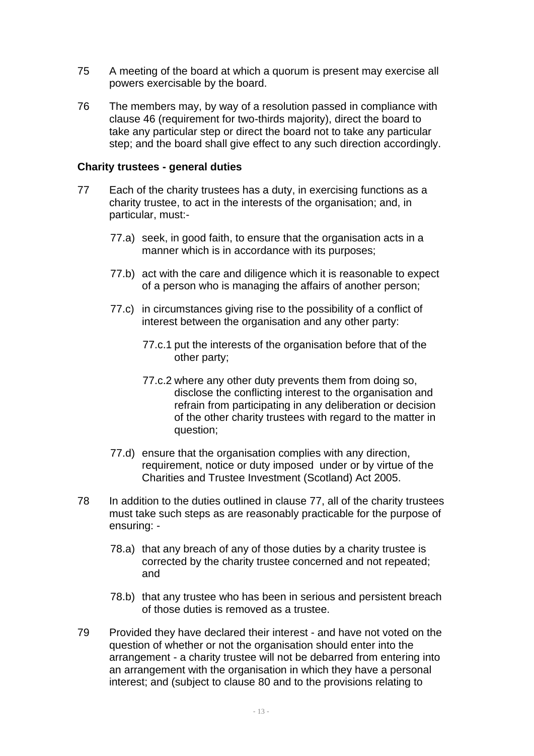75 A meeting of the board at which a quorum is present may exercise all powers exercisable by the board.

76 The members may, by way of a resolution passed in compliance with clause 46 (requirement for two-thirds majority), direct the board to take any particular step or direct the board not to take any particular step; and the board shall give effect to any such direction accordingly.

**Charity trustees - general duties**

77 Each of the charity trustees has a duty, in exercising functions as a charity trustee, to act in the interests of the organisation; and, in particular, must:-

77.a) seek, in good faith, to ensure that the organisation acts in a manner which is in accordance with its purposes;

77.b) act with the care and diligence which it is reasonable to expect of a person who is managing the affairs of another person;

77.c) in circumstances giving rise to the possibility of a conflict of interest between the organisation and any other party:

77.c.1 put the interests of the organisation before that of the other party;

77.c.2 where any other duty prevents them from doing so, disclose the conflicting interest to the organisation and refrain from participating in any deliberation or decision of the other charity trustees with regard to the matter in question;

77.d) ensure that the organisation complies with any direction, requirement, notice or duty imposed under or by virtue of the Charities and Trustee Investment (Scotland) Act 2005.

78 In addition to the duties outlined in clause 77, all of the charity trustees must take such steps as are reasonably practicable for the purpose of ensuring: -

78.a) that any breach of any of those duties by a charity trustee is corrected by the charity trustee concerned and not repeated; and

78.b) that any trustee who has been in serious and persistent breach of those duties is removed as a trustee.

79 Provided they have declared their interest - and have not voted on the question of whether or not the organisation should enter into the arrangement - a charity trustee will not be debarred from entering into an arrangement with the organisation in which they have a personal interest; and (subject to clause 80 and to the provisions relating to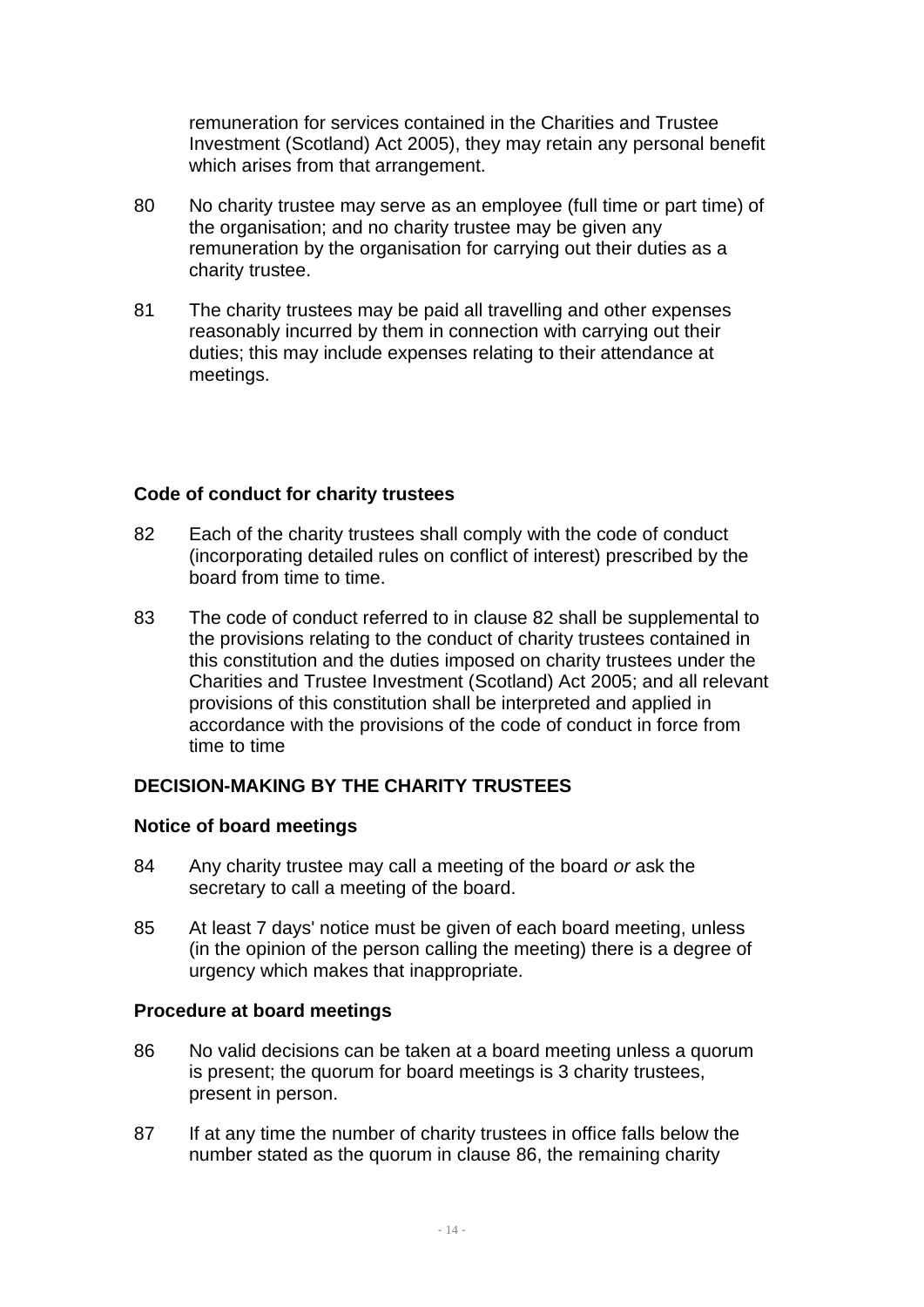remuneration for services contained in the Charities and Trustee Investment (Scotland) Act 2005), they may retain any personal benefit which arises from that arrangement.

80 No charity trustee may serve as an employee (full time or part time) of the organisation; and no charity trustee may be given any remuneration by the organisation for carrying out their duties as a charity trustee.

81 The charity trustees may be paid all travelling and other expenses reasonably incurred by them in connection with carrying out their duties; this may include expenses relating to their attendance at meetings.

### Code of conduct for charity trustees

82 Each of the charity trustees shall comply with the code of conduct (incorporating detailed rules on conflict of interest) prescribed by the board from time to time.

83 The code of conduct referred to in clause 82 shall be supplemental to the provisions relating to the conduct of charity trustees contained in this constitution and the duties imposed on charity trustees under the Charities and Trustee Investment (Scotland) Act 2005; and all relevant provisions of this constitution shall be interpreted and applied in accordance with the provisions of the code of conduct in force from time to time

## DECISION-MAKING BY THE CHARITY TRUSTEES

### Notice of board meetings

84 Any charity trustee may call a meeting of the board *or* ask the secretary to call a meeting of the board.

85 At least 7 days' notice must be given of each board meeting, unless (in the opinion of the person calling the meeting) there is a degree of urgency which makes that inappropriate.

### Procedure at board meetings

86 No valid decisions can be taken at a board meeting unless a quorum is present; the quorum for board meetings is 3 charity trustees, present in person.

87 If at any time the number of charity trustees in office falls below the number stated as the quorum in clause 86, the remaining charity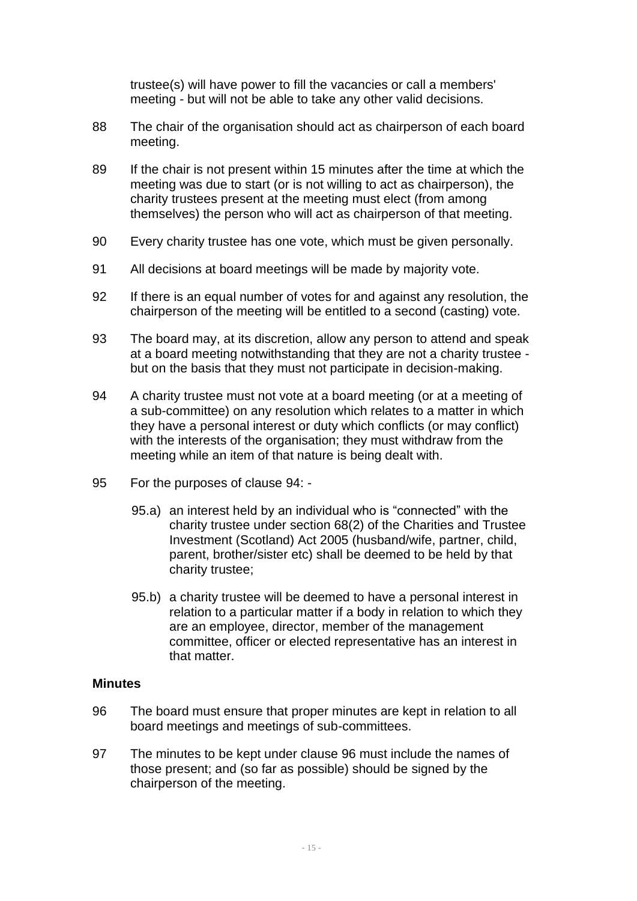trustee(s) will have power to fill the vacancies or call a members' meeting - but will not be able to take any other valid decisions.

88 The chair of the organisation should act as chairperson of each board meeting.

89 If the chair is not present within 15 minutes after the time at which the meeting was due to start (or is not willing to act as chairperson), the charity trustees present at the meeting must elect (from among themselves) the person who will act as chairperson of that meeting.

90 Every charity trustee has one vote, which must be given personally.

91 All decisions at board meetings will be made by majority vote.

92 If there is an equal number of votes for and against any resolution, the chairperson of the meeting will be entitled to a second (casting) vote.

93 The board may, at its discretion, allow any person to attend and speak at a board meeting notwithstanding that they are not a charity trustee - but on the basis that they must not participate in decision-making.

94 A charity trustee must not vote at a board meeting (or at a meeting of a sub-committee) on any resolution which relates to a matter in which they have a personal interest or duty which conflicts (or may conflict) with the interests of the organisation; they must withdraw from the meeting while an item of that nature is being dealt with.

95 For the purposes of clause 94: -

95.a) an interest held by an individual who is "connected" with the charity trustee under section 68(2) of the Charities and Trustee Investment (Scotland) Act 2005 (husband/wife, partner, child, parent, brother/sister etc) shall be deemed to be held by that charity trustee;

95.b) a charity trustee will be deemed to have a personal interest in relation to a particular matter if a body in relation to which they are an employee, director, member of the management committee, officer or elected representative has an interest in that matter.

**Minutes**

96 The board must ensure that proper minutes are kept in relation to all board meetings and meetings of sub-committees.

97 The minutes to be kept under clause 96 must include the names of those present; and (so far as possible) should be signed by the chairperson of the meeting.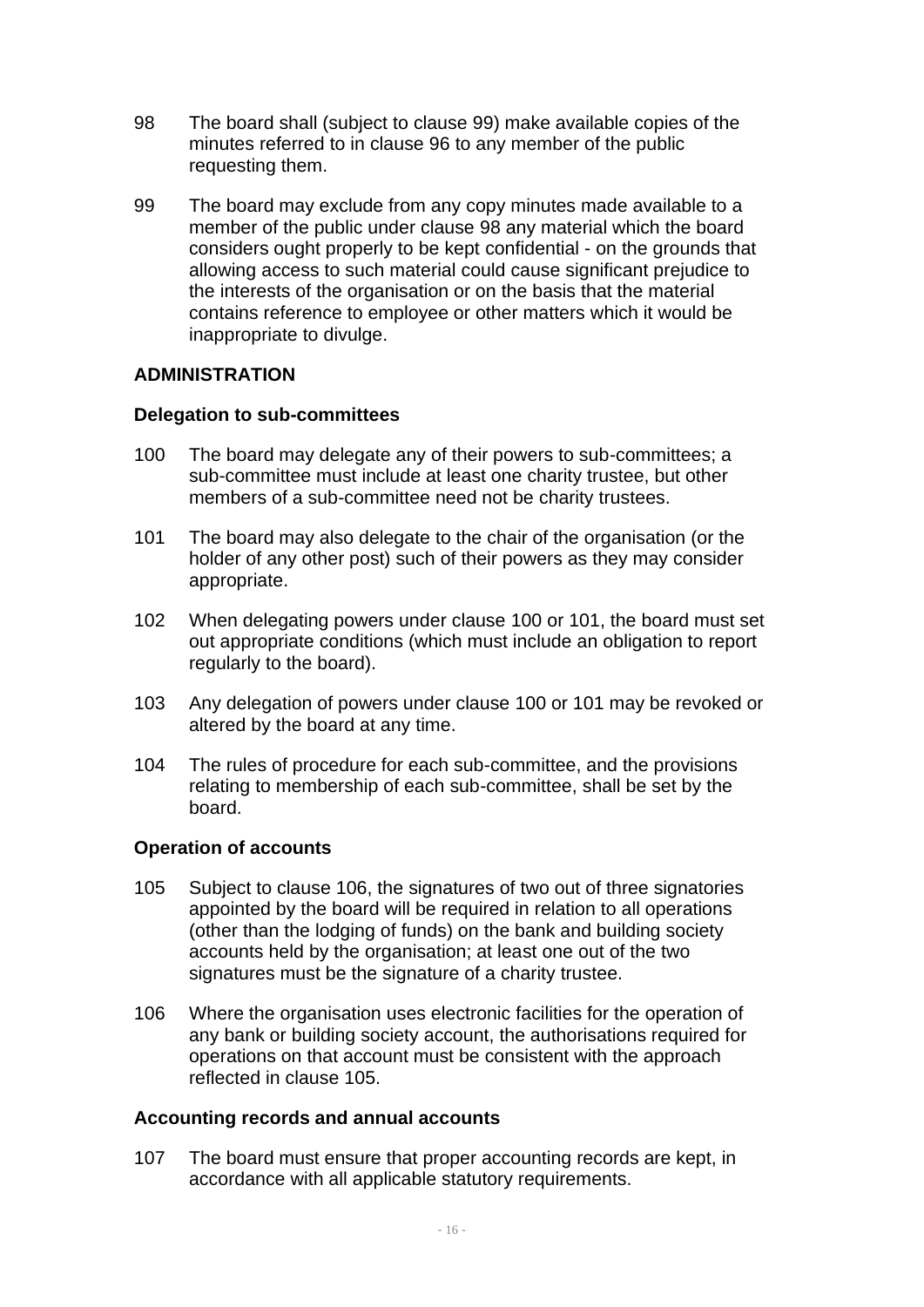98 The board shall (subject to clause 99) make available copies of the minutes referred to in clause 96 to any member of the public requesting them.

99 The board may exclude from any copy minutes made available to a member of the public under clause 98 any material which the board considers ought properly to be kept confidential - on the grounds that allowing access to such material could cause significant prejudice to the interests of the organisation or on the basis that the material contains reference to employee or other matters which it would be inappropriate to divulge.

## ADMINISTRATION

### Delegation to sub-committees

100 The board may delegate any of their powers to sub-committees; a sub-committee must include at least one charity trustee, but other members of a sub-committee need not be charity trustees.

101 The board may also delegate to the chair of the organisation (or the holder of any other post) such of their powers as they may consider appropriate.

102 When delegating powers under clause 100 or 101, the board must set out appropriate conditions (which must include an obligation to report regularly to the board).

103 Any delegation of powers under clause 100 or 101 may be revoked or altered by the board at any time.

104 The rules of procedure for each sub-committee, and the provisions relating to membership of each sub-committee, shall be set by the board.

### Operation of accounts

105 Subject to clause 106, the signatures of two out of three signatories appointed by the board will be required in relation to all operations (other than the lodging of funds) on the bank and building society accounts held by the organisation; at least one out of the two signatures must be the signature of a charity trustee.

106 Where the organisation uses electronic facilities for the operation of any bank or building society account, the authorisations required for operations on that account must be consistent with the approach reflected in clause 105.

### Accounting records and annual accounts

107 The board must ensure that proper accounting records are kept, in accordance with all applicable statutory requirements.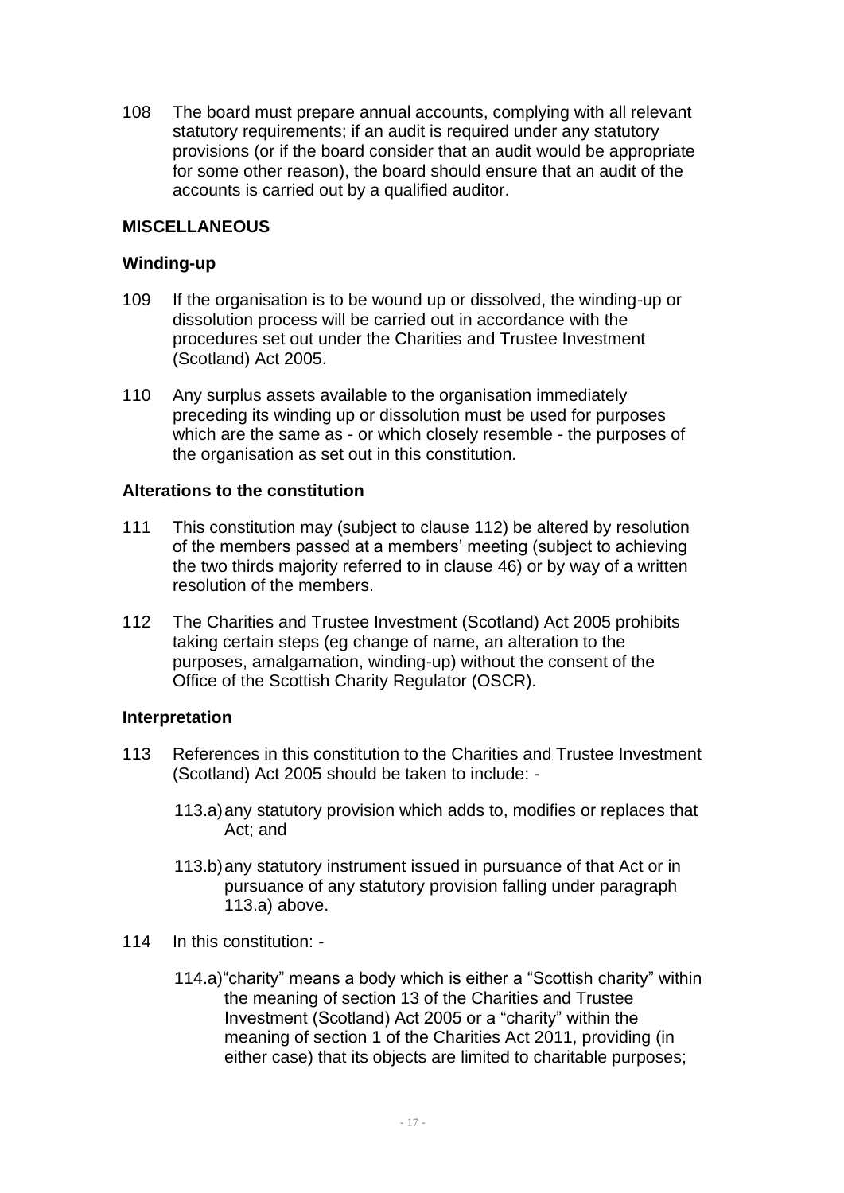108 The board must prepare annual accounts, complying with all relevant statutory requirements; if an audit is required under any statutory provisions (or if the board consider that an audit would be appropriate for some other reason), the board should ensure that an audit of the accounts is carried out by a qualified auditor.

## MISCELLANEOUS

### Winding-up

109 If the organisation is to be wound up or dissolved, the winding-up or dissolution process will be carried out in accordance with the procedures set out under the Charities and Trustee Investment (Scotland) Act 2005.

110 Any surplus assets available to the organisation immediately preceding its winding up or dissolution must be used for purposes which are the same as - or which closely resemble - the purposes of the organisation as set out in this constitution.

### Alterations to the constitution

111 This constitution may (subject to clause 112) be altered by resolution of the members passed at a members' meeting (subject to achieving the two thirds majority referred to in clause 46) or by way of a written resolution of the members.

112 The Charities and Trustee Investment (Scotland) Act 2005 prohibits taking certain steps (eg change of name, an alteration to the purposes, amalgamation, winding-up) without the consent of the Office of the Scottish Charity Regulator (OSCR).

### Interpretation

113 References in this constitution to the Charities and Trustee Investment (Scotland) Act 2005 should be taken to include: -

113.a) any statutory provision which adds to, modifies or replaces that Act; and

113.b) any statutory instrument issued in pursuance of that Act or in pursuance of any statutory provision falling under paragraph 113.a) above.

114 In this constitution: -

114.a) "charity" means a body which is either a "Scottish charity" within the meaning of section 13 of the Charities and Trustee Investment (Scotland) Act 2005 or a "charity" within the meaning of section 1 of the Charities Act 2011, providing (in either case) that its objects are limited to charitable purposes;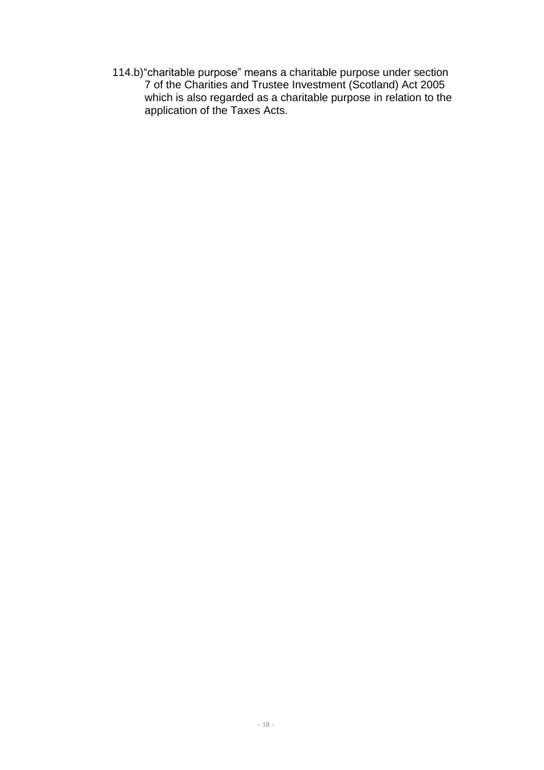114.b)“charitable purpose” means a charitable purpose under section 7 of the Charities and Trustee Investment (Scotland) Act 2005 which is also regarded as a charitable purpose in relation to the application of the Taxes Acts.